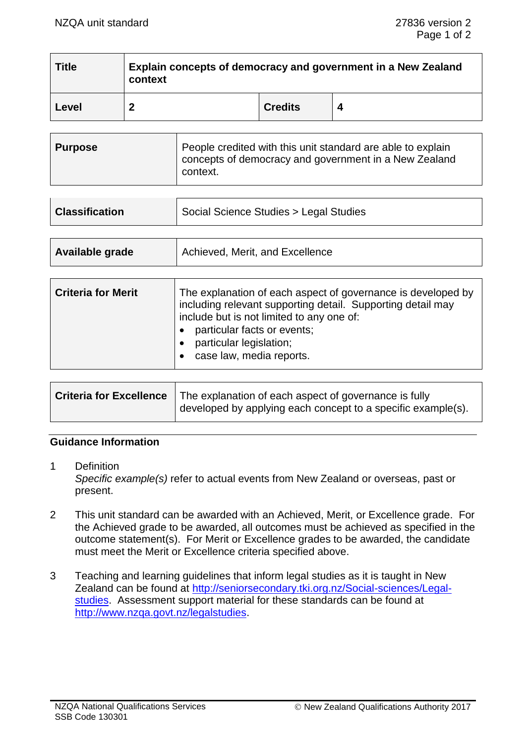| Title | Explain concepts of democracy and government in a New Zealand context | | |
|---|---|---|---|
| **Level** | **2** | **Credits** | **4** |

| **Purpose** | People credited with this unit standard are able to explain concepts of democracy and government in a New Zealand context. |
|---|---|

| **Classification** | Social Science Studies > Legal Studies |
|---|---|

| **Available grade** | Achieved, Merit, and Excellence |
|---|---|

| **Criteria for Merit** | The explanation of each aspect of governance is developed by including relevant supporting detail. Supporting detail may include but is not limited to any one of: <br>• particular facts or events; <br>• particular legislation; <br>• case law, media reports. |
|---|---|

| **Criteria for Excellence** | The explanation of each aspect of governance is fully developed by applying each concept to a specific example(s). |
|---|---|

## Guidance Information

1. Definition
   *Specific example(s)* refer to actual events from New Zealand or overseas, past or present.

2. This unit standard can be awarded with an Achieved, Merit, or Excellence grade. For the Achieved grade to be awarded, all outcomes must be achieved as specified in the outcome statement(s). For Merit or Excellence grades to be awarded, the candidate must meet the Merit or Excellence criteria specified above.

3. Teaching and learning guidelines that inform legal studies as it is taught in New Zealand can be found at http://seniorsecondary.tki.org.nz/Social-sciences/Legal-studies. Assessment support material for these standards can be found at http://www.nzqa.govt.nz/legalstudies.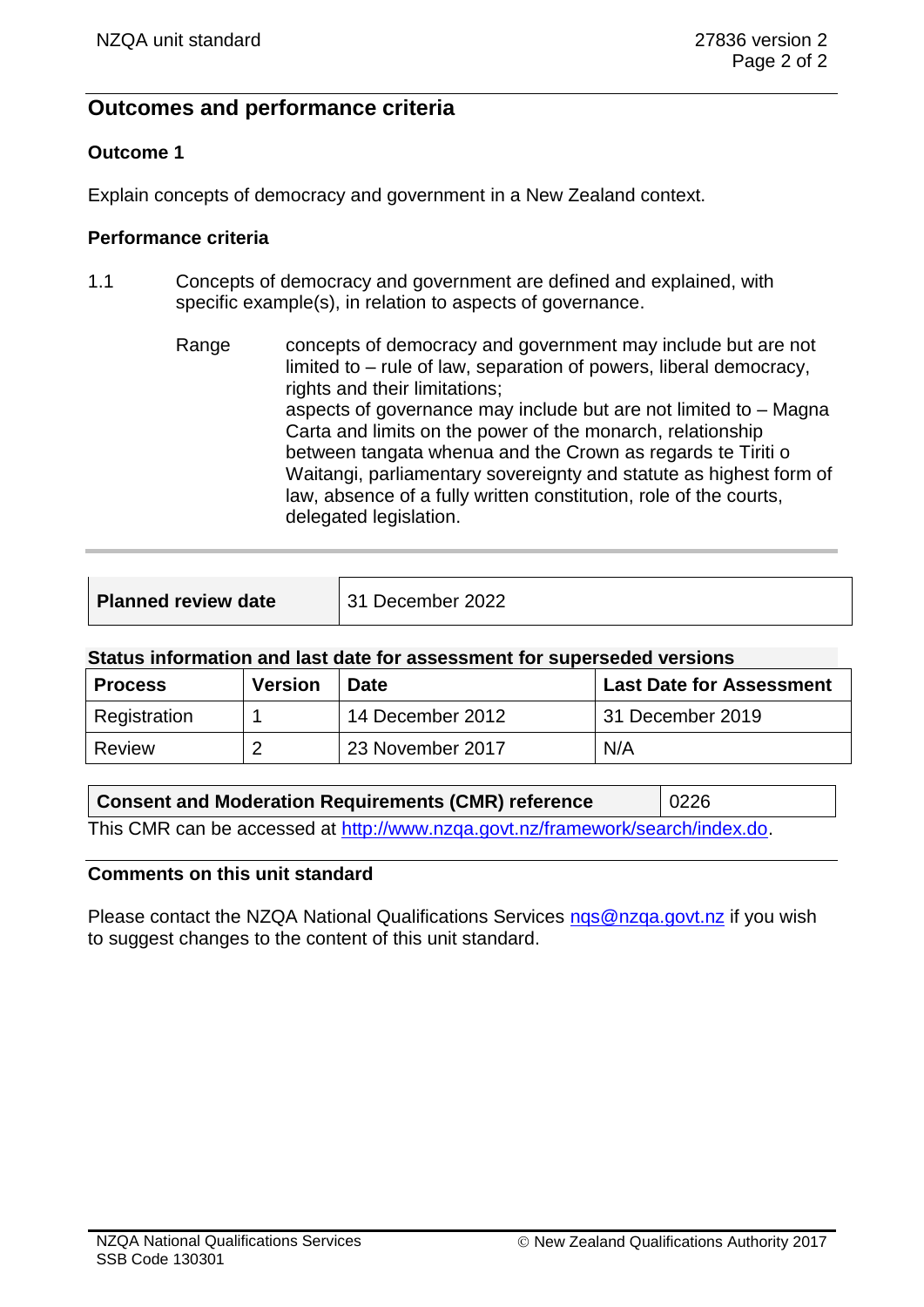## Outcomes and performance criteria

### Outcome 1

Explain concepts of democracy and government in a New Zealand context.

### Performance criteria

1.1 Concepts of democracy and government are defined and explained, with specific example(s), in relation to aspects of governance.

Range: concepts of democracy and government may include but are not limited to – rule of law, separation of powers, liberal democracy, rights and their limitations;
aspects of governance may include but are not limited to – Magna Carta and limits on the power of the monarch, relationship between tangata whenua and the Crown as regards te Tiriti o Waitangi, parliamentary sovereignty and statute as highest form of law, absence of a fully written constitution, role of the courts, delegated legislation.

| | |
|---|---|
| **Planned review date** | 31 December 2022 |

**Status information and last date for assessment for superseded versions**

| Process | Version | Date | Last Date for Assessment |
|---|---|---|---|
| Registration | 1 | 14 December 2012 | 31 December 2019 |
| Review | 2 | 23 November 2017 | N/A |

| | |
|---|---|
| **Consent and Moderation Requirements (CMR) reference** | 0226 |

This CMR can be accessed at http://www.nzqa.govt.nz/framework/search/index.do.

### Comments on this unit standard

Please contact the NZQA National Qualifications Services nqs@nzqa.govt.nz if you wish to suggest changes to the content of this unit standard.